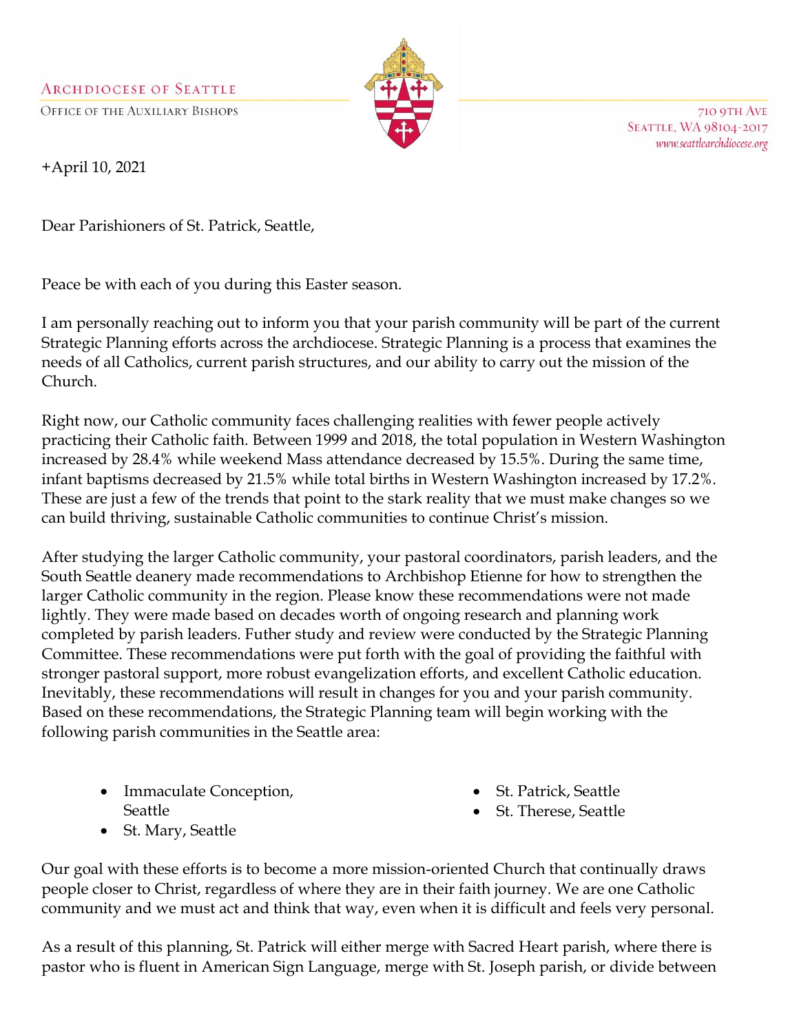ARCHDIOCESE OF SEATTLE
OFFICE OF THE AUXILIARY BISHOPS

710 9TH AVE
SEATTLE, WA 98104-2017
www.seattlearchdiocese.org

+April 10, 2021

Dear Parishioners of St. Patrick, Seattle,

Peace be with each of you during this Easter season.

I am personally reaching out to inform you that your parish community will be part of the current Strategic Planning efforts across the archdiocese. Strategic Planning is a process that examines the needs of all Catholics, current parish structures, and our ability to carry out the mission of the Church.

Right now, our Catholic community faces challenging realities with fewer people actively practicing their Catholic faith. Between 1999 and 2018, the total population in Western Washington increased by 28.4% while weekend Mass attendance decreased by 15.5%. During the same time, infant baptisms decreased by 21.5% while total births in Western Washington increased by 17.2%. These are just a few of the trends that point to the stark reality that we must make changes so we can build thriving, sustainable Catholic communities to continue Christ's mission.

After studying the larger Catholic community, your pastoral coordinators, parish leaders, and the South Seattle deanery made recommendations to Archbishop Etienne for how to strengthen the larger Catholic community in the region. Please know these recommendations were not made lightly. They were made based on decades worth of ongoing research and planning work completed by parish leaders. Futher study and review were conducted by the Strategic Planning Committee. These recommendations were put forth with the goal of providing the faithful with stronger pastoral support, more robust evangelization efforts, and excellent Catholic education. Inevitably, these recommendations will result in changes for you and your parish community. Based on these recommendations, the Strategic Planning team will begin working with the following parish communities in the Seattle area:

- Immaculate Conception, Seattle
- St. Mary, Seattle
- St. Patrick, Seattle
- St. Therese, Seattle

Our goal with these efforts is to become a more mission-oriented Church that continually draws people closer to Christ, regardless of where they are in their faith journey. We are one Catholic community and we must act and think that way, even when it is difficult and feels very personal.

As a result of this planning, St. Patrick will either merge with Sacred Heart parish, where there is pastor who is fluent in American Sign Language, merge with St. Joseph parish, or divide between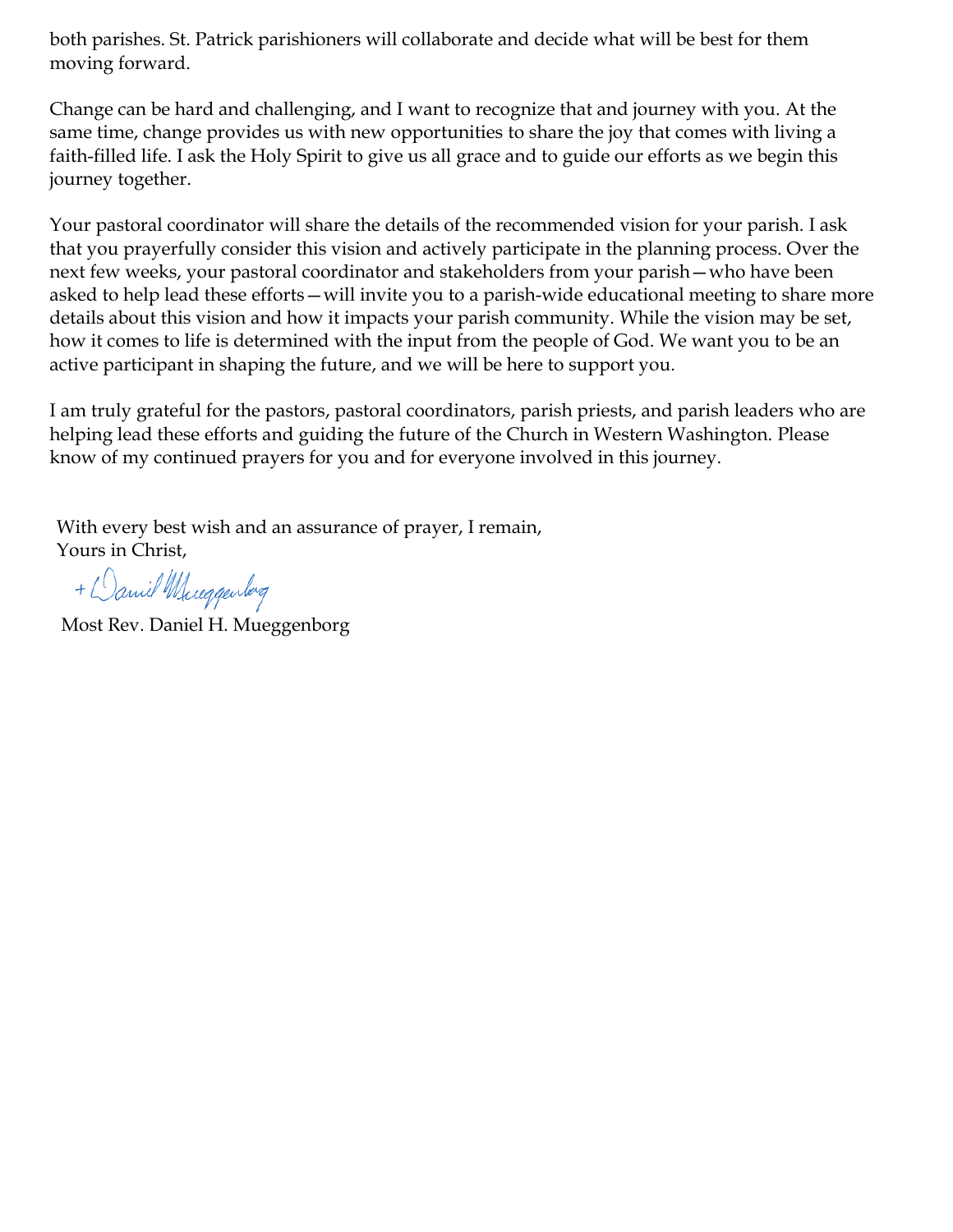both parishes. St. Patrick parishioners will collaborate and decide what will be best for them moving forward.

Change can be hard and challenging, and I want to recognize that and journey with you. At the same time, change provides us with new opportunities to share the joy that comes with living a faith-filled life. I ask the Holy Spirit to give us all grace and to guide our efforts as we begin this journey together.

Your pastoral coordinator will share the details of the recommended vision for your parish. I ask that you prayerfully consider this vision and actively participate in the planning process. Over the next few weeks, your pastoral coordinator and stakeholders from your parish—who have been asked to help lead these efforts—will invite you to a parish-wide educational meeting to share more details about this vision and how it impacts your parish community. While the vision may be set, how it comes to life is determined with the input from the people of God. We want you to be an active participant in shaping the future, and we will be here to support you.

I am truly grateful for the pastors, pastoral coordinators, parish priests, and parish leaders who are helping lead these efforts and guiding the future of the Church in Western Washington. Please know of my continued prayers for you and for everyone involved in this journey.

With every best wish and an assurance of prayer, I remain,
Yours in Christ,

+Daniel Mueggenborg

Most Rev. Daniel H. Mueggenborg